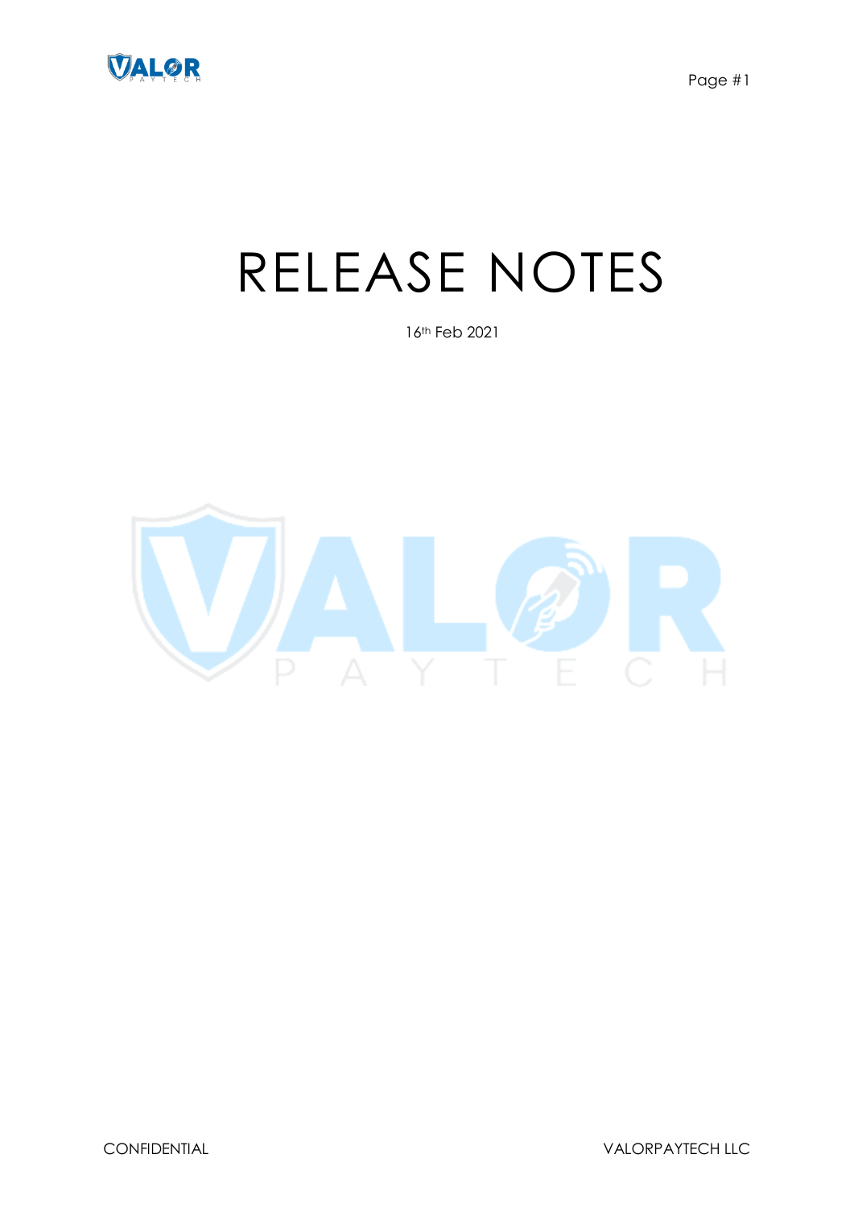# RELEASE NOTES

16th Feb 2021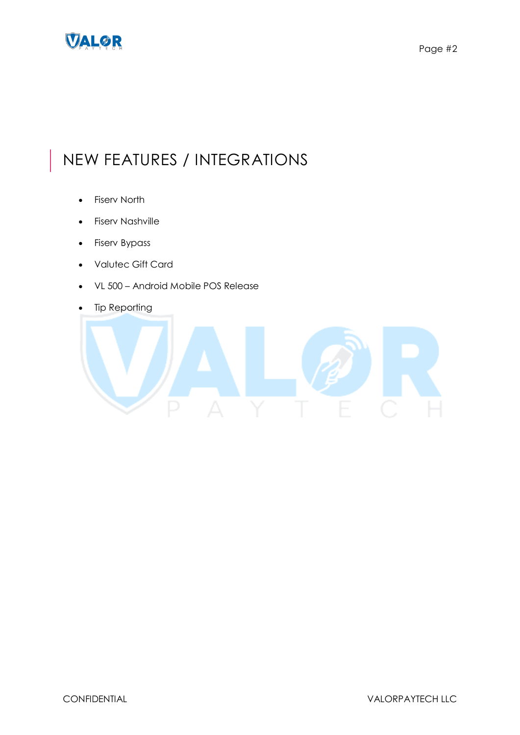# NEW FEATURES / INTEGRATIONS

- Fiserv North
- Fiserv Nashville
- Fiserv Bypass
- Valutec Gift Card
- VL 500 – Android Mobile POS Release
- Tip Reporting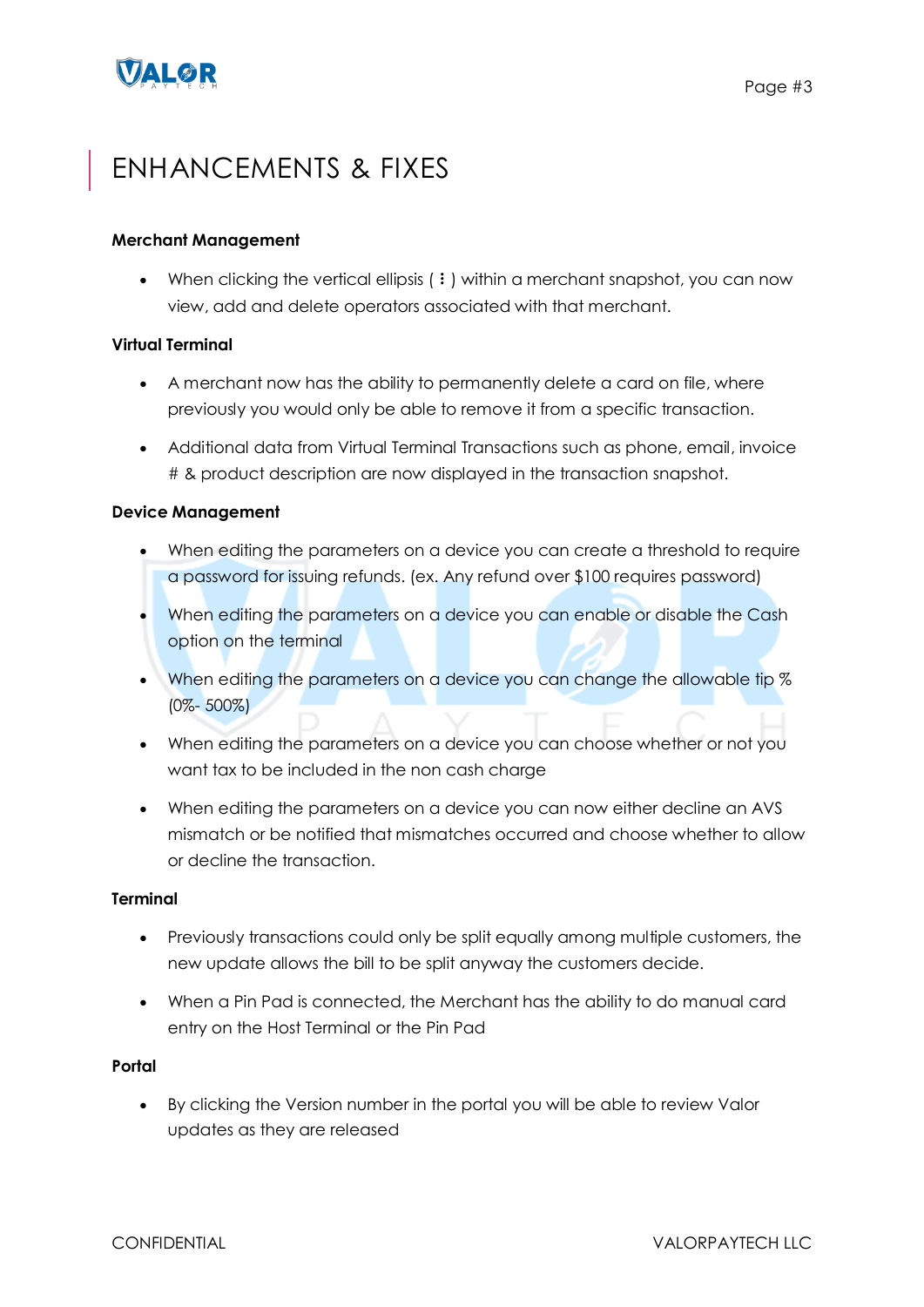# ENHANCEMENTS & FIXES

**Merchant Management**

- When clicking the vertical ellipsis ( ⋮ ) within a merchant snapshot, you can now view, add and delete operators associated with that merchant.

**Virtual Terminal**

- A merchant now has the ability to permanently delete a card on file, where previously you would only be able to remove it from a specific transaction.
- Additional data from Virtual Terminal Transactions such as phone, email, invoice # & product description are now displayed in the transaction snapshot.

**Device Management**

- When editing the parameters on a device you can create a threshold to require a password for issuing refunds. (ex. Any refund over $100 requires password)
- When editing the parameters on a device you can enable or disable the Cash option on the terminal
- When editing the parameters on a device you can change the allowable tip % (0%- 500%)
- When editing the parameters on a device you can choose whether or not you want tax to be included in the non cash charge
- When editing the parameters on a device you can now either decline an AVS mismatch or be notified that mismatches occurred and choose whether to allow or decline the transaction.

**Terminal**

- Previously transactions could only be split equally among multiple customers, the new update allows the bill to be split anyway the customers decide.
- When a Pin Pad is connected, the Merchant has the ability to do manual card entry on the Host Terminal or the Pin Pad

**Portal**

- By clicking the Version number in the portal you will be able to review Valor updates as they are released